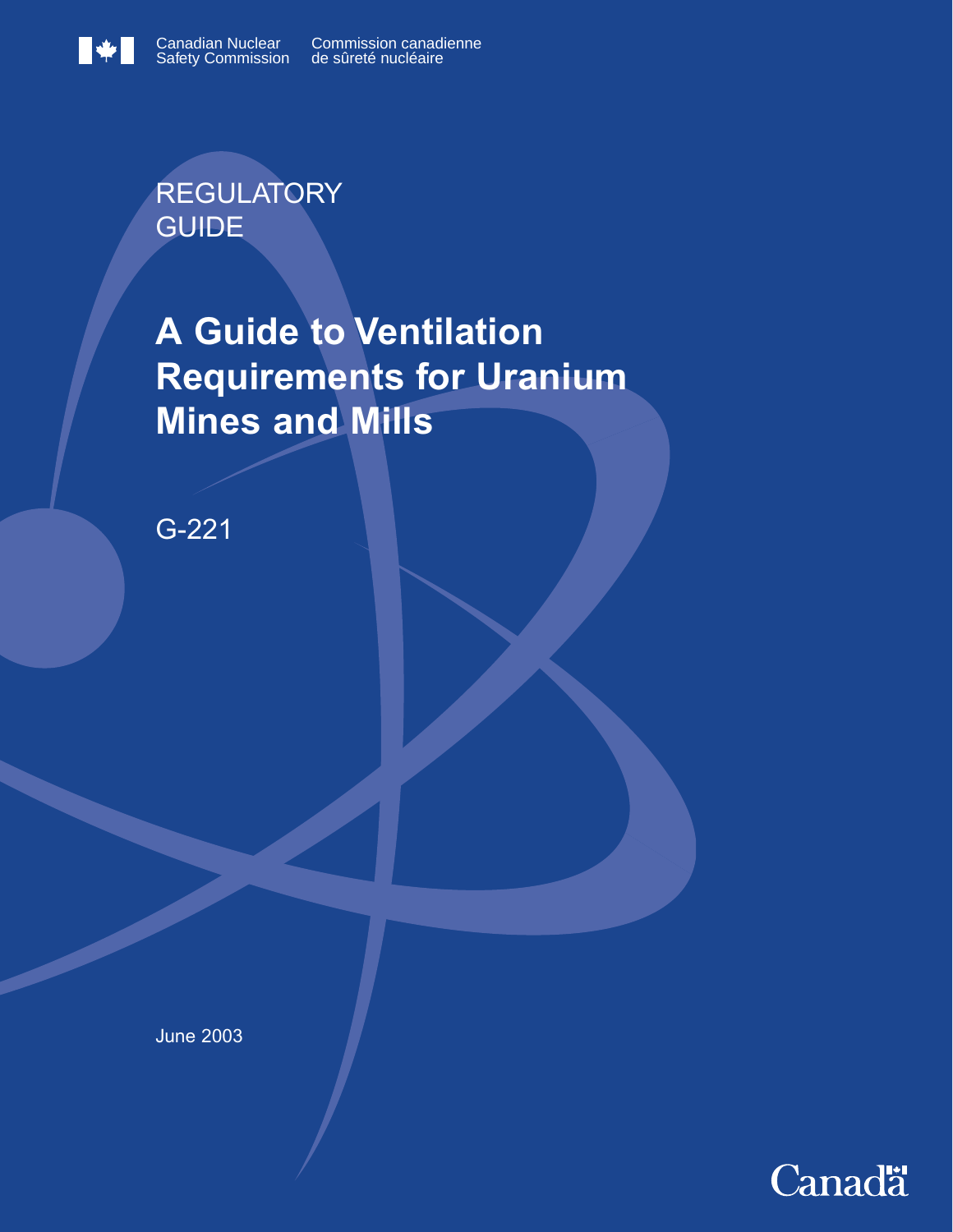Canadian Nuclear Safety Commission | Commission canadienne de sûreté nucléaire

REGULATORY GUIDE

# A Guide to Ventilation Requirements for Uranium Mines and Mills

G-221

June 2003

Canada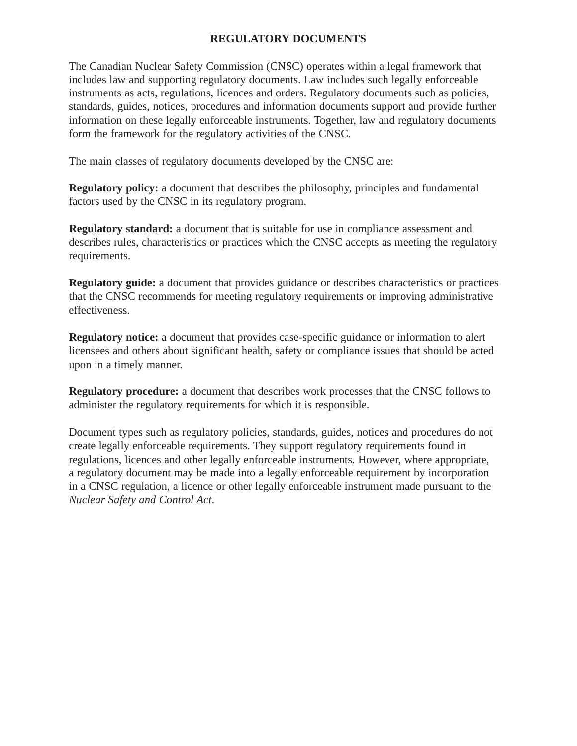# REGULATORY DOCUMENTS

The Canadian Nuclear Safety Commission (CNSC) operates within a legal framework that includes law and supporting regulatory documents. Law includes such legally enforceable instruments as acts, regulations, licences and orders. Regulatory documents such as policies, standards, guides, notices, procedures and information documents support and provide further information on these legally enforceable instruments. Together, law and regulatory documents form the framework for the regulatory activities of the CNSC.

The main classes of regulatory documents developed by the CNSC are:

**Regulatory policy:** a document that describes the philosophy, principles and fundamental factors used by the CNSC in its regulatory program.

**Regulatory standard:** a document that is suitable for use in compliance assessment and describes rules, characteristics or practices which the CNSC accepts as meeting the regulatory requirements.

**Regulatory guide:** a document that provides guidance or describes characteristics or practices that the CNSC recommends for meeting regulatory requirements or improving administrative effectiveness.

**Regulatory notice:** a document that provides case-specific guidance or information to alert licensees and others about significant health, safety or compliance issues that should be acted upon in a timely manner.

**Regulatory procedure:** a document that describes work processes that the CNSC follows to administer the regulatory requirements for which it is responsible.

Document types such as regulatory policies, standards, guides, notices and procedures do not create legally enforceable requirements. They support regulatory requirements found in regulations, licences and other legally enforceable instruments. However, where appropriate, a regulatory document may be made into a legally enforceable requirement by incorporation in a CNSC regulation, a licence or other legally enforceable instrument made pursuant to the *Nuclear Safety and Control Act*.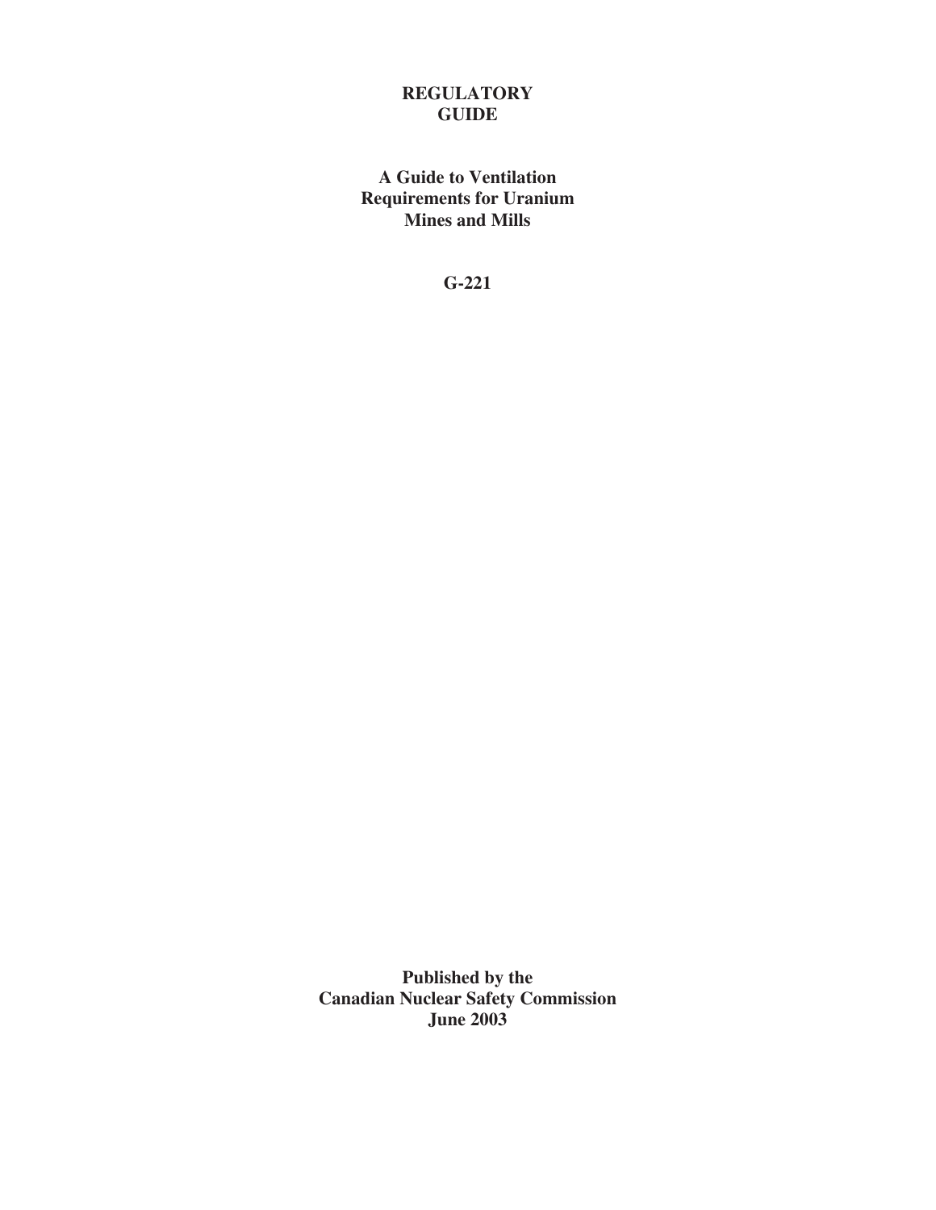**REGULATORY GUIDE**

# A Guide to Ventilation Requirements for Uranium Mines and Mills

**G-221**

**Published by the**
**Canadian Nuclear Safety Commission**
**June 2003**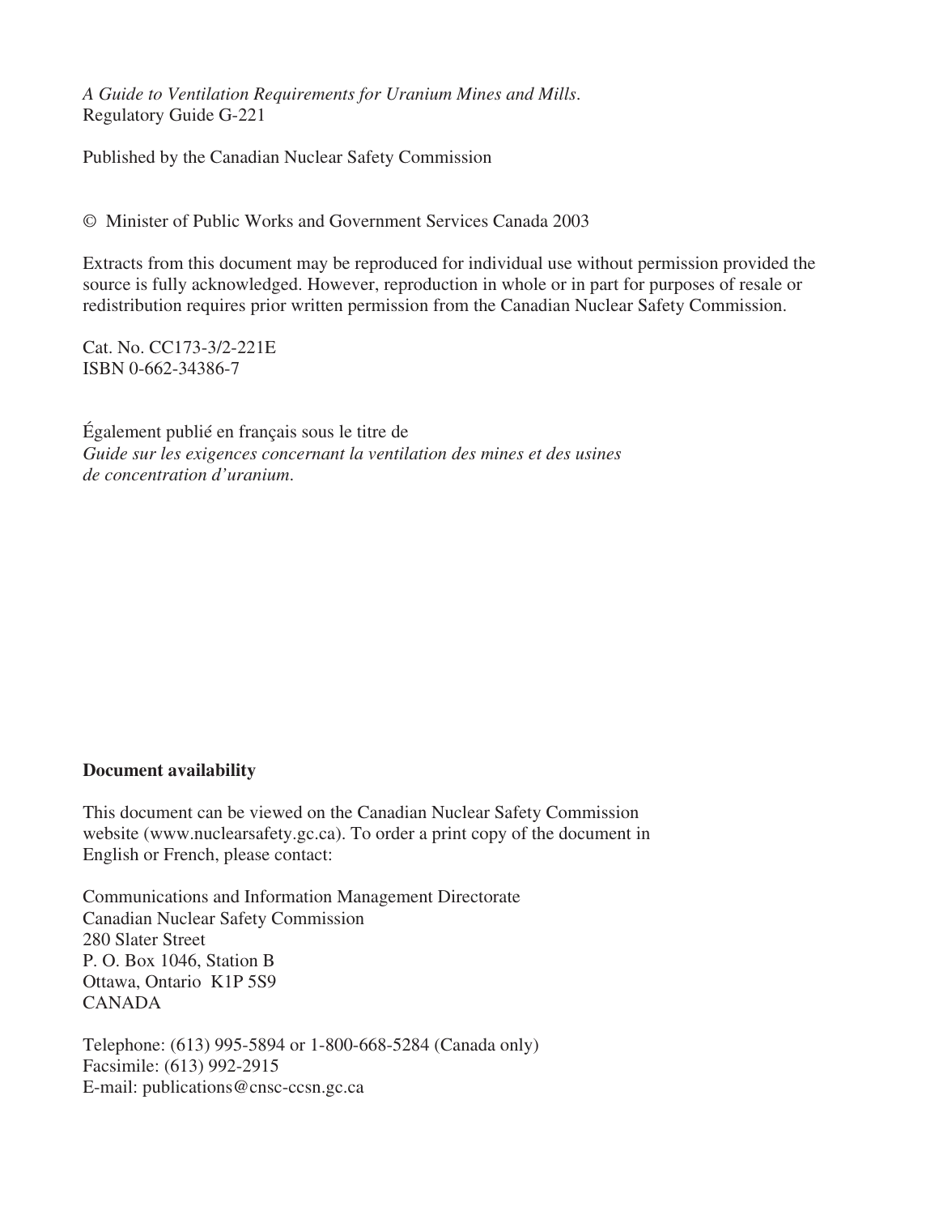*A Guide to Ventilation Requirements for Uranium Mines and Mills.*
Regulatory Guide G-221

Published by the Canadian Nuclear Safety Commission

© Minister of Public Works and Government Services Canada 2003

Extracts from this document may be reproduced for individual use without permission provided the source is fully acknowledged. However, reproduction in whole or in part for purposes of resale or redistribution requires prior written permission from the Canadian Nuclear Safety Commission.

Cat. No. CC173-3/2-221E
ISBN 0-662-34386-7

Également publié en français sous le titre de
*Guide sur les exigences concernant la ventilation des mines et des usines de concentration d'uranium.*

**Document availability**

This document can be viewed on the Canadian Nuclear Safety Commission website (www.nuclearsafety.gc.ca). To order a print copy of the document in English or French, please contact:

Communications and Information Management Directorate
Canadian Nuclear Safety Commission
280 Slater Street
P. O. Box 1046, Station B
Ottawa, Ontario K1P 5S9
CANADA

Telephone: (613) 995-5894 or 1-800-668-5284 (Canada only)
Facsimile: (613) 992-2915
E-mail: publications@cnsc-ccsn.gc.ca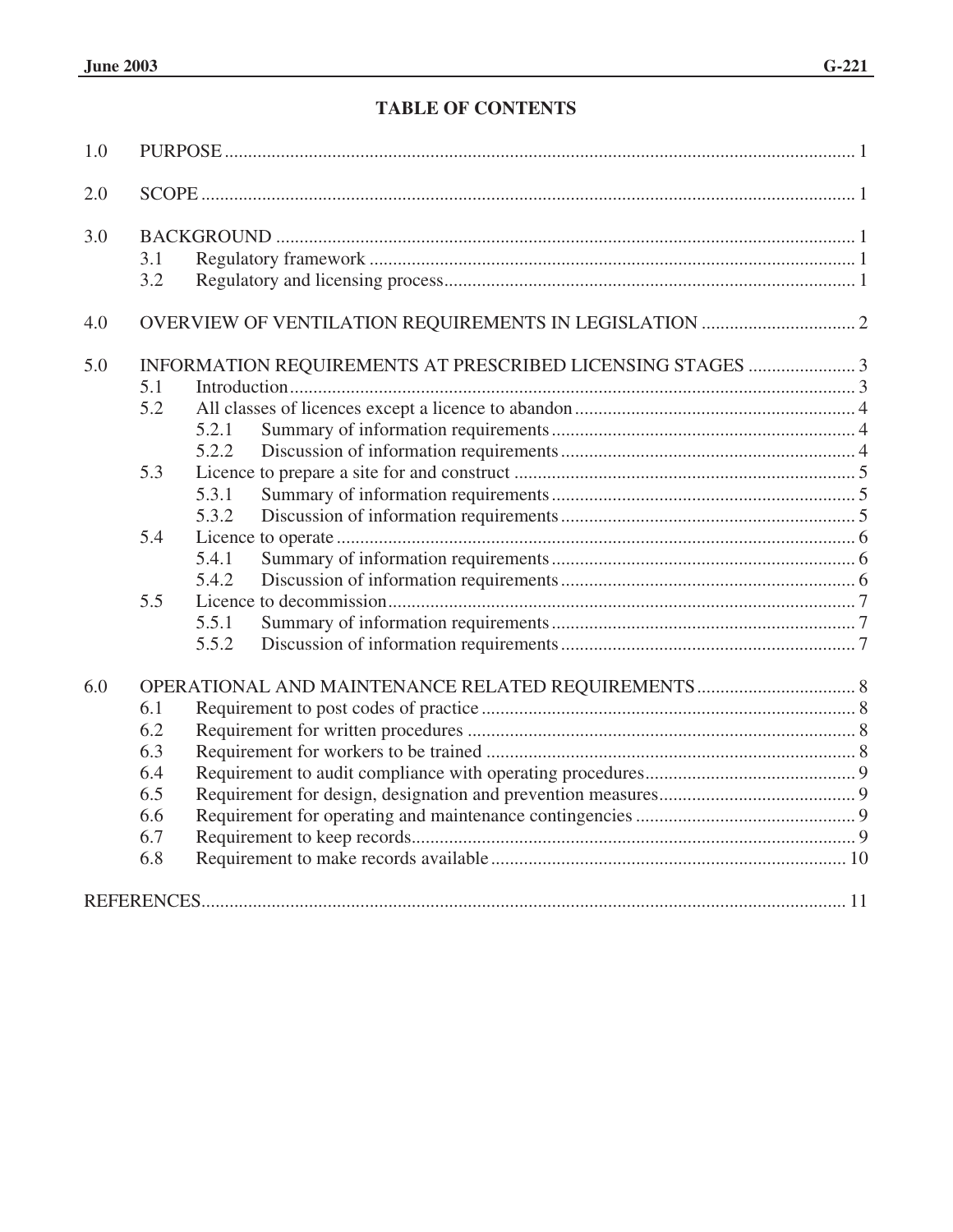# TABLE OF CONTENTS

| | | | |
|---|---|---|---|
| 1.0 | PURPOSE | | 1 |
| 2.0 | SCOPE | | 1 |
| 3.0 | BACKGROUND | | 1 |
| | 3.1 | Regulatory framework | 1 |
| | 3.2 | Regulatory and licensing process | 1 |
| 4.0 | OVERVIEW OF VENTILATION REQUIREMENTS IN LEGISLATION | | 2 |
| 5.0 | INFORMATION REQUIREMENTS AT PRESCRIBED LICENSING STAGES | | 3 |
| | 5.1 | Introduction | 3 |
| | 5.2 | All classes of licences except a licence to abandon | 4 |
| | | 5.2.1 Summary of information requirements | 4 |
| | | 5.2.2 Discussion of information requirements | 4 |
| | 5.3 | Licence to prepare a site for and construct | 5 |
| | | 5.3.1 Summary of information requirements | 5 |
| | | 5.3.2 Discussion of information requirements | 5 |
| | 5.4 | Licence to operate | 6 |
| | | 5.4.1 Summary of information requirements | 6 |
| | | 5.4.2 Discussion of information requirements | 6 |
| | 5.5 | Licence to decommission | 7 |
| | | 5.5.1 Summary of information requirements | 7 |
| | | 5.5.2 Discussion of information requirements | 7 |
| 6.0 | OPERATIONAL AND MAINTENANCE RELATED REQUIREMENTS | | 8 |
| | 6.1 | Requirement to post codes of practice | 8 |
| | 6.2 | Requirement for written procedures | 8 |
| | 6.3 | Requirement for workers to be trained | 8 |
| | 6.4 | Requirement to audit compliance with operating procedures | 9 |
| | 6.5 | Requirement for design, designation and prevention measures | 9 |
| | 6.6 | Requirement for operating and maintenance contingencies | 9 |
| | 6.7 | Requirement to keep records | 9 |
| | 6.8 | Requirement to make records available | 10 |
| REFERENCES | | | 11 |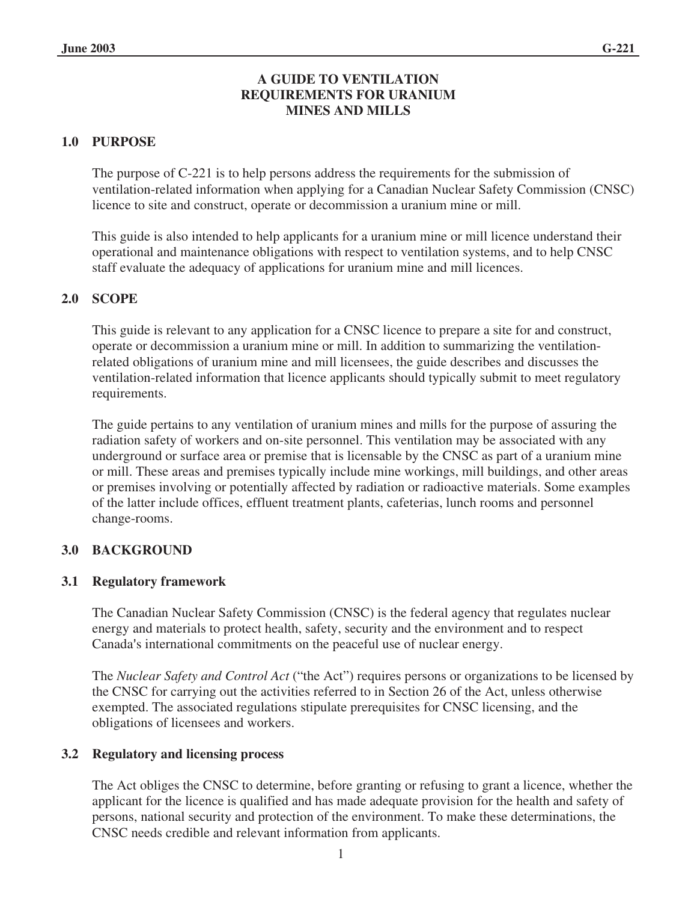# A GUIDE TO VENTILATION REQUIREMENTS FOR URANIUM MINES AND MILLS

## 1.0 PURPOSE

The purpose of C-221 is to help persons address the requirements for the submission of ventilation-related information when applying for a Canadian Nuclear Safety Commission (CNSC) licence to site and construct, operate or decommission a uranium mine or mill.

This guide is also intended to help applicants for a uranium mine or mill licence understand their operational and maintenance obligations with respect to ventilation systems, and to help CNSC staff evaluate the adequacy of applications for uranium mine and mill licences.

## 2.0 SCOPE

This guide is relevant to any application for a CNSC licence to prepare a site for and construct, operate or decommission a uranium mine or mill. In addition to summarizing the ventilation-related obligations of uranium mine and mill licensees, the guide describes and discusses the ventilation-related information that licence applicants should typically submit to meet regulatory requirements.

The guide pertains to any ventilation of uranium mines and mills for the purpose of assuring the radiation safety of workers and on-site personnel. This ventilation may be associated with any underground or surface area or premise that is licensable by the CNSC as part of a uranium mine or mill. These areas and premises typically include mine workings, mill buildings, and other areas or premises involving or potentially affected by radiation or radioactive materials. Some examples of the latter include offices, effluent treatment plants, cafeterias, lunch rooms and personnel change-rooms.

## 3.0 BACKGROUND

### 3.1 Regulatory framework

The Canadian Nuclear Safety Commission (CNSC) is the federal agency that regulates nuclear energy and materials to protect health, safety, security and the environment and to respect Canada's international commitments on the peaceful use of nuclear energy.

The *Nuclear Safety and Control Act* ("the Act") requires persons or organizations to be licensed by the CNSC for carrying out the activities referred to in Section 26 of the Act, unless otherwise exempted. The associated regulations stipulate prerequisites for CNSC licensing, and the obligations of licensees and workers.

### 3.2 Regulatory and licensing process

The Act obliges the CNSC to determine, before granting or refusing to grant a licence, whether the applicant for the licence is qualified and has made adequate provision for the health and safety of persons, national security and protection of the environment. To make these determinations, the CNSC needs credible and relevant information from applicants.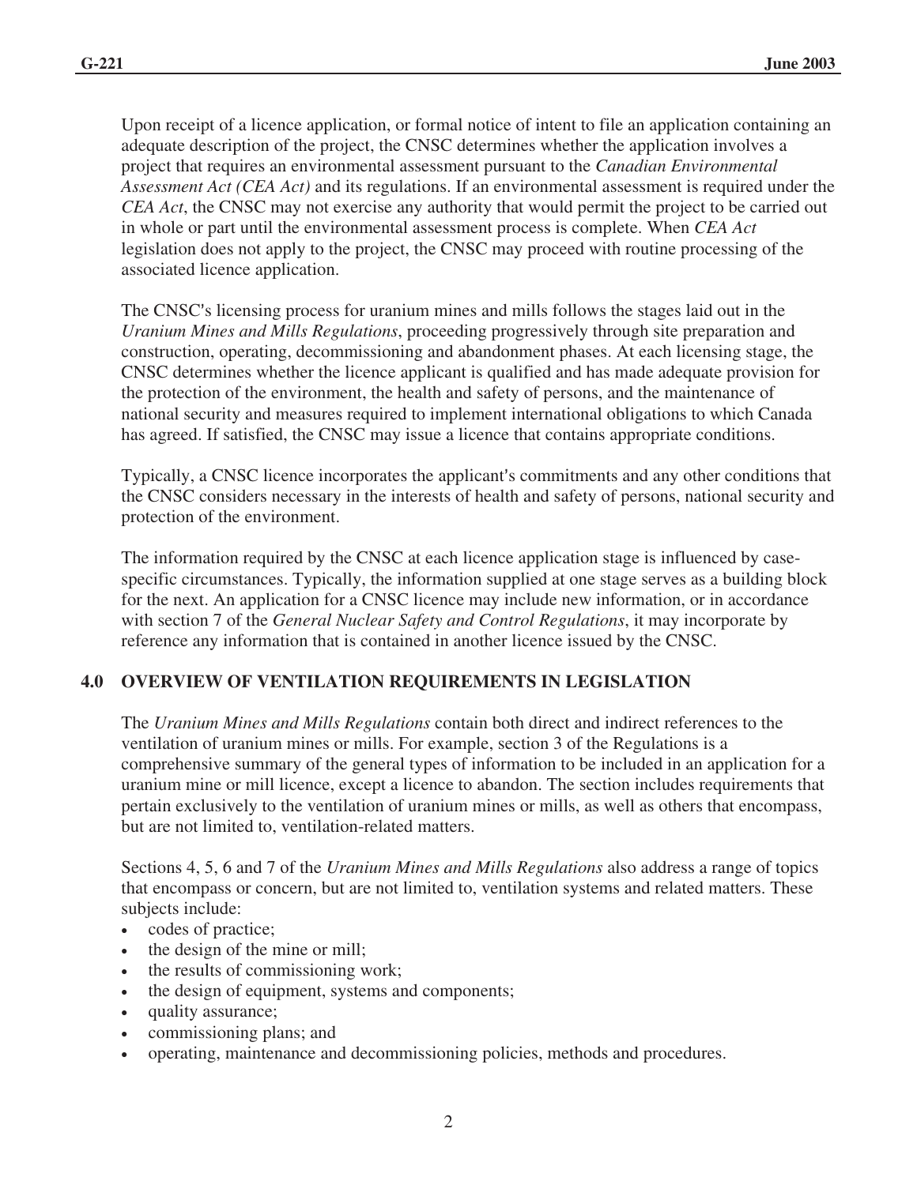Upon receipt of a licence application, or formal notice of intent to file an application containing an adequate description of the project, the CNSC determines whether the application involves a project that requires an environmental assessment pursuant to the *Canadian Environmental Assessment Act (CEA Act)* and its regulations. If an environmental assessment is required under the *CEA Act*, the CNSC may not exercise any authority that would permit the project to be carried out in whole or part until the environmental assessment process is complete. When *CEA Act* legislation does not apply to the project, the CNSC may proceed with routine processing of the associated licence application.

The CNSC's licensing process for uranium mines and mills follows the stages laid out in the *Uranium Mines and Mills Regulations*, proceeding progressively through site preparation and construction, operating, decommissioning and abandonment phases. At each licensing stage, the CNSC determines whether the licence applicant is qualified and has made adequate provision for the protection of the environment, the health and safety of persons, and the maintenance of national security and measures required to implement international obligations to which Canada has agreed. If satisfied, the CNSC may issue a licence that contains appropriate conditions.

Typically, a CNSC licence incorporates the applicant's commitments and any other conditions that the CNSC considers necessary in the interests of health and safety of persons, national security and protection of the environment.

The information required by the CNSC at each licence application stage is influenced by case-specific circumstances. Typically, the information supplied at one stage serves as a building block for the next. An application for a CNSC licence may include new information, or in accordance with section 7 of the *General Nuclear Safety and Control Regulations*, it may incorporate by reference any information that is contained in another licence issued by the CNSC.

## 4.0 OVERVIEW OF VENTILATION REQUIREMENTS IN LEGISLATION

The *Uranium Mines and Mills Regulations* contain both direct and indirect references to the ventilation of uranium mines or mills. For example, section 3 of the Regulations is a comprehensive summary of the general types of information to be included in an application for a uranium mine or mill licence, except a licence to abandon. The section includes requirements that pertain exclusively to the ventilation of uranium mines or mills, as well as others that encompass, but are not limited to, ventilation-related matters.

Sections 4, 5, 6 and 7 of the *Uranium Mines and Mills Regulations* also address a range of topics that encompass or concern, but are not limited to, ventilation systems and related matters. These subjects include:

- codes of practice;
- the design of the mine or mill;
- the results of commissioning work;
- the design of equipment, systems and components;
- quality assurance;
- commissioning plans; and
- operating, maintenance and decommissioning policies, methods and procedures.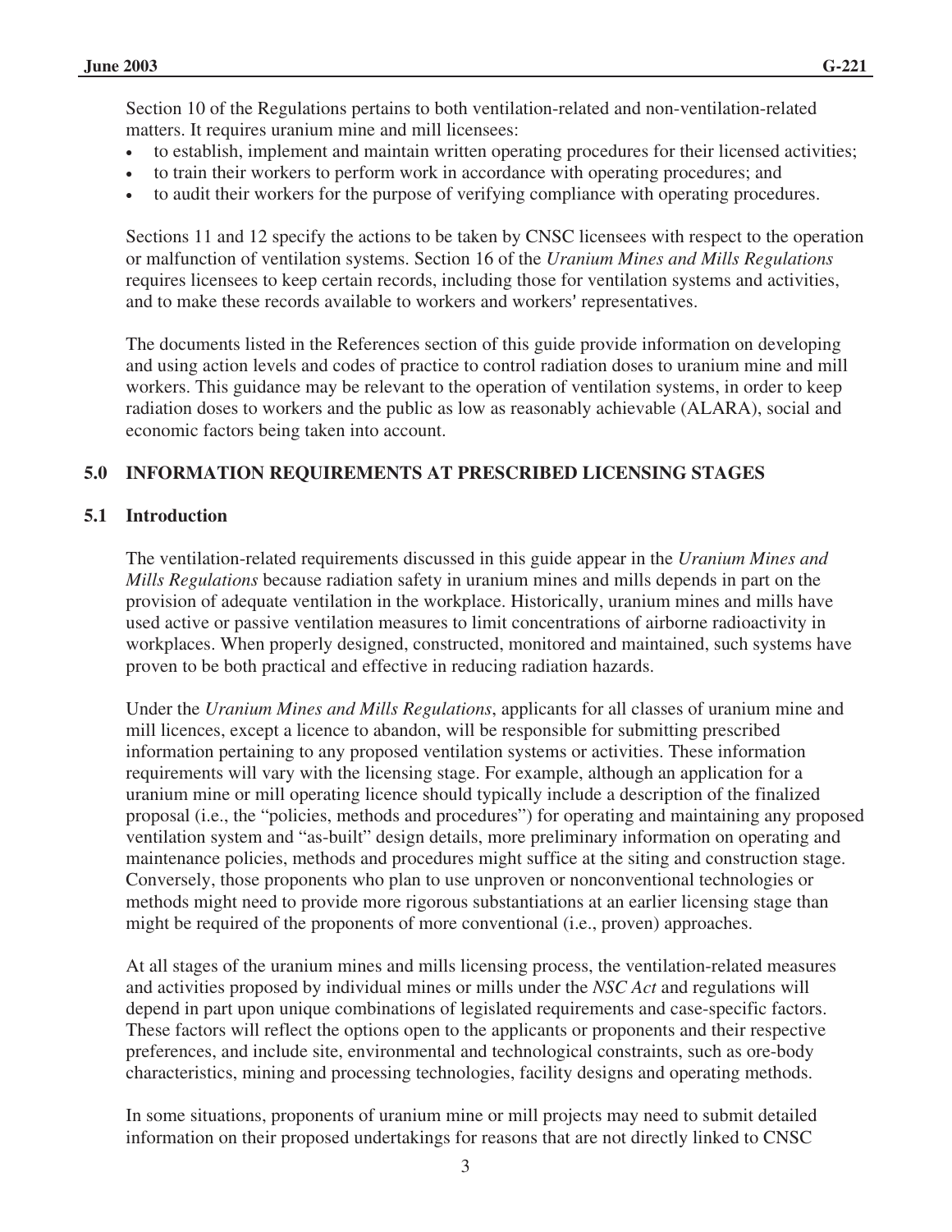Section 10 of the Regulations pertains to both ventilation-related and non-ventilation-related matters. It requires uranium mine and mill licensees:

- to establish, implement and maintain written operating procedures for their licensed activities;
- to train their workers to perform work in accordance with operating procedures; and
- to audit their workers for the purpose of verifying compliance with operating procedures.

Sections 11 and 12 specify the actions to be taken by CNSC licensees with respect to the operation or malfunction of ventilation systems. Section 16 of the *Uranium Mines and Mills Regulations* requires licensees to keep certain records, including those for ventilation systems and activities, and to make these records available to workers and workers' representatives.

The documents listed in the References section of this guide provide information on developing and using action levels and codes of practice to control radiation doses to uranium mine and mill workers. This guidance may be relevant to the operation of ventilation systems, in order to keep radiation doses to workers and the public as low as reasonably achievable (ALARA), social and economic factors being taken into account.

## 5.0 INFORMATION REQUIREMENTS AT PRESCRIBED LICENSING STAGES

### 5.1 Introduction

The ventilation-related requirements discussed in this guide appear in the *Uranium Mines and Mills Regulations* because radiation safety in uranium mines and mills depends in part on the provision of adequate ventilation in the workplace. Historically, uranium mines and mills have used active or passive ventilation measures to limit concentrations of airborne radioactivity in workplaces. When properly designed, constructed, monitored and maintained, such systems have proven to be both practical and effective in reducing radiation hazards.

Under the *Uranium Mines and Mills Regulations*, applicants for all classes of uranium mine and mill licences, except a licence to abandon, will be responsible for submitting prescribed information pertaining to any proposed ventilation systems or activities. These information requirements will vary with the licensing stage. For example, although an application for a uranium mine or mill operating licence should typically include a description of the finalized proposal (i.e., the "policies, methods and procedures") for operating and maintaining any proposed ventilation system and "as-built" design details, more preliminary information on operating and maintenance policies, methods and procedures might suffice at the siting and construction stage. Conversely, those proponents who plan to use unproven or nonconventional technologies or methods might need to provide more rigorous substantiations at an earlier licensing stage than might be required of the proponents of more conventional (i.e., proven) approaches.

At all stages of the uranium mines and mills licensing process, the ventilation-related measures and activities proposed by individual mines or mills under the *NSC Act* and regulations will depend in part upon unique combinations of legislated requirements and case-specific factors. These factors will reflect the options open to the applicants or proponents and their respective preferences, and include site, environmental and technological constraints, such as ore-body characteristics, mining and processing technologies, facility designs and operating methods.

In some situations, proponents of uranium mine or mill projects may need to submit detailed information on their proposed undertakings for reasons that are not directly linked to CNSC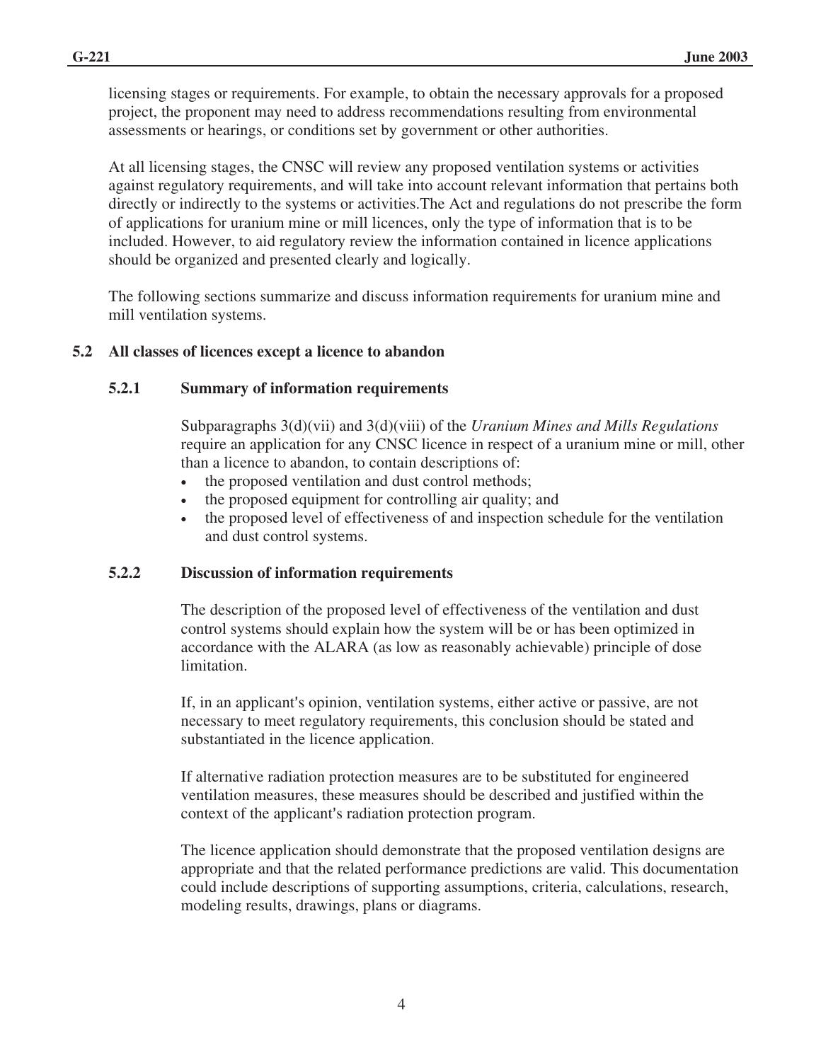licensing stages or requirements. For example, to obtain the necessary approvals for a proposed project, the proponent may need to address recommendations resulting from environmental assessments or hearings, or conditions set by government or other authorities.

At all licensing stages, the CNSC will review any proposed ventilation systems or activities against regulatory requirements, and will take into account relevant information that pertains both directly or indirectly to the systems or activities.The Act and regulations do not prescribe the form of applications for uranium mine or mill licences, only the type of information that is to be included. However, to aid regulatory review the information contained in licence applications should be organized and presented clearly and logically.

The following sections summarize and discuss information requirements for uranium mine and mill ventilation systems.

## 5.2 All classes of licences except a licence to abandon

### 5.2.1 Summary of information requirements

Subparagraphs 3(d)(vii) and 3(d)(viii) of the *Uranium Mines and Mills Regulations* require an application for any CNSC licence in respect of a uranium mine or mill, other than a licence to abandon, to contain descriptions of:

- the proposed ventilation and dust control methods;
- the proposed equipment for controlling air quality; and
- the proposed level of effectiveness of and inspection schedule for the ventilation and dust control systems.

### 5.2.2 Discussion of information requirements

The description of the proposed level of effectiveness of the ventilation and dust control systems should explain how the system will be or has been optimized in accordance with the ALARA (as low as reasonably achievable) principle of dose limitation.

If, in an applicant's opinion, ventilation systems, either active or passive, are not necessary to meet regulatory requirements, this conclusion should be stated and substantiated in the licence application.

If alternative radiation protection measures are to be substituted for engineered ventilation measures, these measures should be described and justified within the context of the applicant's radiation protection program.

The licence application should demonstrate that the proposed ventilation designs are appropriate and that the related performance predictions are valid. This documentation could include descriptions of supporting assumptions, criteria, calculations, research, modeling results, drawings, plans or diagrams.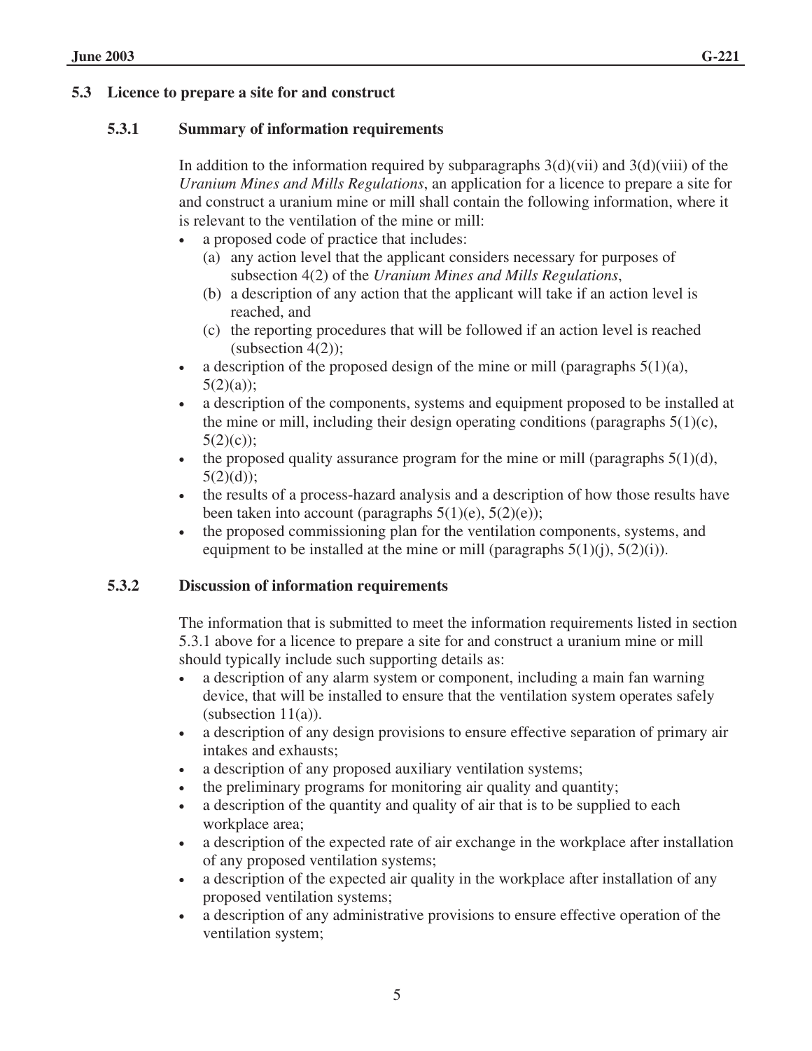### 5.3 Licence to prepare a site for and construct

#### 5.3.1 Summary of information requirements

In addition to the information required by subparagraphs 3(d)(vii) and 3(d)(viii) of the *Uranium Mines and Mills Regulations*, an application for a licence to prepare a site for and construct a uranium mine or mill shall contain the following information, where it is relevant to the ventilation of the mine or mill:

- a proposed code of practice that includes:
  - (a) any action level that the applicant considers necessary for purposes of subsection 4(2) of the *Uranium Mines and Mills Regulations*,
  - (b) a description of any action that the applicant will take if an action level is reached, and
  - (c) the reporting procedures that will be followed if an action level is reached (subsection 4(2));
- a description of the proposed design of the mine or mill (paragraphs 5(1)(a), 5(2)(a));
- a description of the components, systems and equipment proposed to be installed at the mine or mill, including their design operating conditions (paragraphs 5(1)(c), 5(2)(c));
- the proposed quality assurance program for the mine or mill (paragraphs 5(1)(d), 5(2)(d));
- the results of a process-hazard analysis and a description of how those results have been taken into account (paragraphs 5(1)(e), 5(2)(e));
- the proposed commissioning plan for the ventilation components, systems, and equipment to be installed at the mine or mill (paragraphs 5(1)(j), 5(2)(i)).

#### 5.3.2 Discussion of information requirements

The information that is submitted to meet the information requirements listed in section 5.3.1 above for a licence to prepare a site for and construct a uranium mine or mill should typically include such supporting details as:

- a description of any alarm system or component, including a main fan warning device, that will be installed to ensure that the ventilation system operates safely (subsection 11(a)).
- a description of any design provisions to ensure effective separation of primary air intakes and exhausts;
- a description of any proposed auxiliary ventilation systems;
- the preliminary programs for monitoring air quality and quantity;
- a description of the quantity and quality of air that is to be supplied to each workplace area;
- a description of the expected rate of air exchange in the workplace after installation of any proposed ventilation systems;
- a description of the expected air quality in the workplace after installation of any proposed ventilation systems;
- a description of any administrative provisions to ensure effective operation of the ventilation system;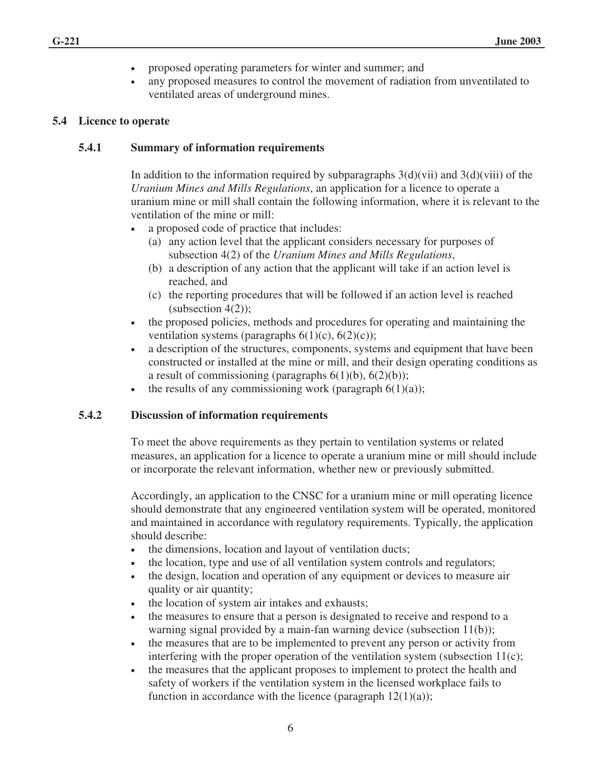- proposed operating parameters for winter and summer; and
- any proposed measures to control the movement of radiation from unventilated to ventilated areas of underground mines.

## 5.4 Licence to operate

### 5.4.1 Summary of information requirements

In addition to the information required by subparagraphs 3(d)(vii) and 3(d)(viii) of the *Uranium Mines and Mills Regulations*, an application for a licence to operate a uranium mine or mill shall contain the following information, where it is relevant to the ventilation of the mine or mill:

- a proposed code of practice that includes:
  - (a) any action level that the applicant considers necessary for purposes of subsection 4(2) of the *Uranium Mines and Mills Regulations*,
  - (b) a description of any action that the applicant will take if an action level is reached, and
  - (c) the reporting procedures that will be followed if an action level is reached (subsection 4(2));
- the proposed policies, methods and procedures for operating and maintaining the ventilation systems (paragraphs 6(1)(c), 6(2)(c));
- a description of the structures, components, systems and equipment that have been constructed or installed at the mine or mill, and their design operating conditions as a result of commissioning (paragraphs 6(1)(b), 6(2)(b));
- the results of any commissioning work (paragraph 6(1)(a));

### 5.4.2 Discussion of information requirements

To meet the above requirements as they pertain to ventilation systems or related measures, an application for a licence to operate a uranium mine or mill should include or incorporate the relevant information, whether new or previously submitted.

Accordingly, an application to the CNSC for a uranium mine or mill operating licence should demonstrate that any engineered ventilation system will be operated, monitored and maintained in accordance with regulatory requirements. Typically, the application should describe:

- the dimensions, location and layout of ventilation ducts;
- the location, type and use of all ventilation system controls and regulators;
- the design, location and operation of any equipment or devices to measure air quality or air quantity;
- the location of system air intakes and exhausts;
- the measures to ensure that a person is designated to receive and respond to a warning signal provided by a main-fan warning device (subsection 11(b));
- the measures that are to be implemented to prevent any person or activity from interfering with the proper operation of the ventilation system (subsection 11(c);
- the measures that the applicant proposes to implement to protect the health and safety of workers if the ventilation system in the licensed workplace fails to function in accordance with the licence (paragraph 12(1)(a));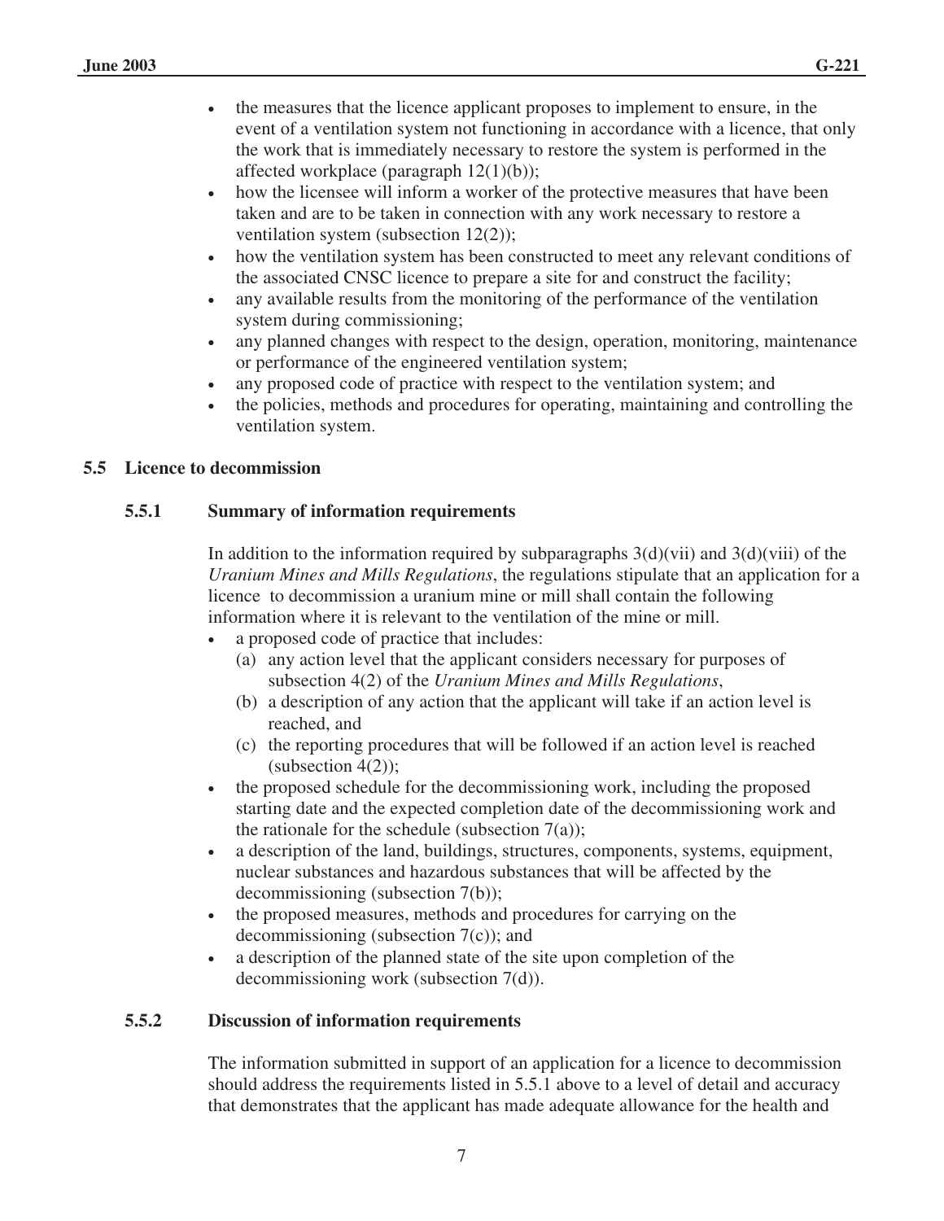- the measures that the licence applicant proposes to implement to ensure, in the event of a ventilation system not functioning in accordance with a licence, that only the work that is immediately necessary to restore the system is performed in the affected workplace (paragraph 12(1)(b));
- how the licensee will inform a worker of the protective measures that have been taken and are to be taken in connection with any work necessary to restore a ventilation system (subsection 12(2));
- how the ventilation system has been constructed to meet any relevant conditions of the associated CNSC licence to prepare a site for and construct the facility;
- any available results from the monitoring of the performance of the ventilation system during commissioning;
- any planned changes with respect to the design, operation, monitoring, maintenance or performance of the engineered ventilation system;
- any proposed code of practice with respect to the ventilation system; and
- the policies, methods and procedures for operating, maintaining and controlling the ventilation system.

## 5.5 Licence to decommission

### 5.5.1 Summary of information requirements

In addition to the information required by subparagraphs 3(d)(vii) and 3(d)(viii) of the *Uranium Mines and Mills Regulations*, the regulations stipulate that an application for a licence to decommission a uranium mine or mill shall contain the following information where it is relevant to the ventilation of the mine or mill.

- a proposed code of practice that includes:
  (a) any action level that the applicant considers necessary for purposes of subsection 4(2) of the *Uranium Mines and Mills Regulations*,
  (b) a description of any action that the applicant will take if an action level is reached, and
  (c) the reporting procedures that will be followed if an action level is reached (subsection 4(2));
- the proposed schedule for the decommissioning work, including the proposed starting date and the expected completion date of the decommissioning work and the rationale for the schedule (subsection 7(a));
- a description of the land, buildings, structures, components, systems, equipment, nuclear substances and hazardous substances that will be affected by the decommissioning (subsection 7(b));
- the proposed measures, methods and procedures for carrying on the decommissioning (subsection 7(c)); and
- a description of the planned state of the site upon completion of the decommissioning work (subsection 7(d)).

### 5.5.2 Discussion of information requirements

The information submitted in support of an application for a licence to decommission should address the requirements listed in 5.5.1 above to a level of detail and accuracy that demonstrates that the applicant has made adequate allowance for the health and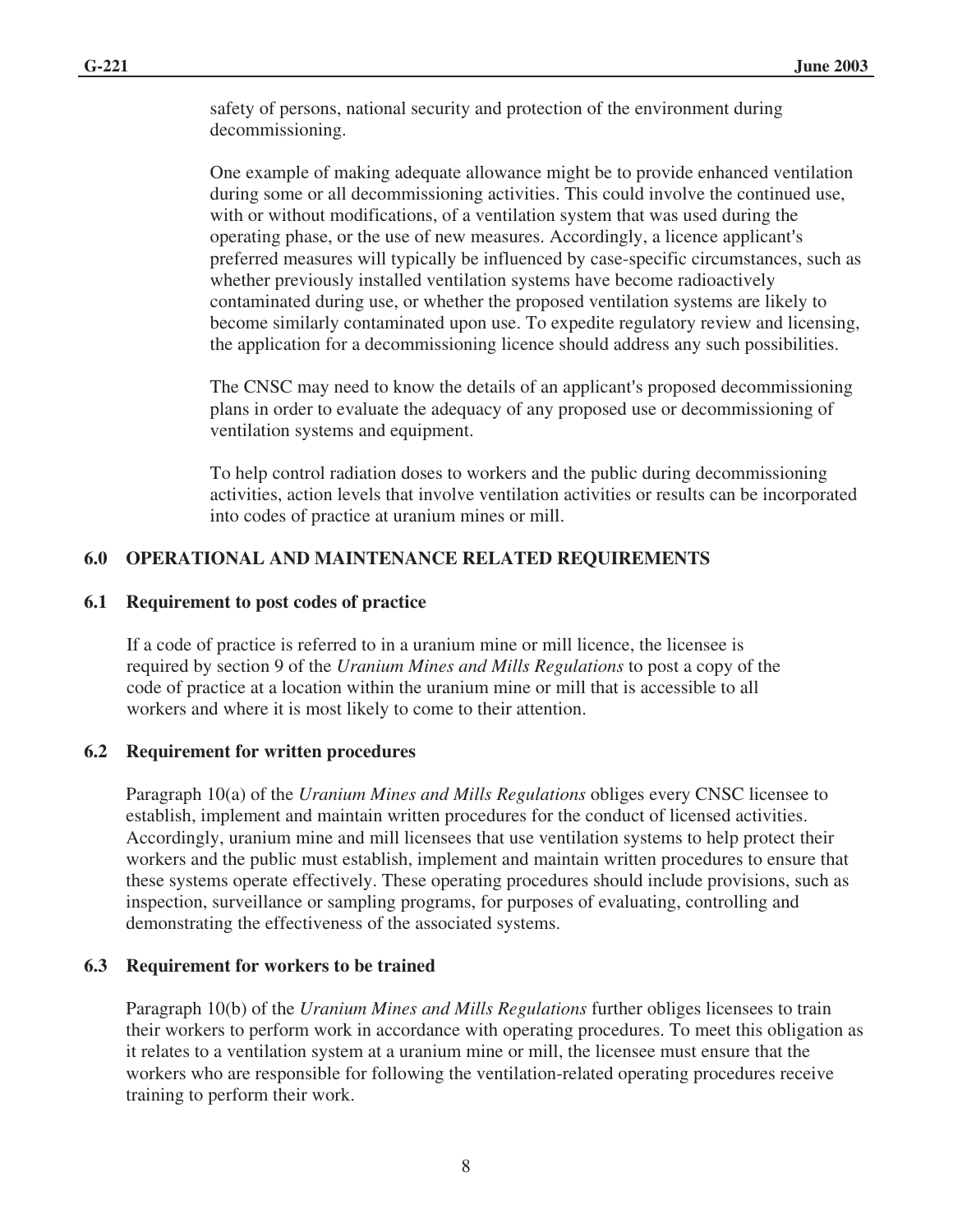safety of persons, national security and protection of the environment during decommissioning.

One example of making adequate allowance might be to provide enhanced ventilation during some or all decommissioning activities. This could involve the continued use, with or without modifications, of a ventilation system that was used during the operating phase, or the use of new measures. Accordingly, a licence applicant's preferred measures will typically be influenced by case-specific circumstances, such as whether previously installed ventilation systems have become radioactively contaminated during use, or whether the proposed ventilation systems are likely to become similarly contaminated upon use. To expedite regulatory review and licensing, the application for a decommissioning licence should address any such possibilities.

The CNSC may need to know the details of an applicant's proposed decommissioning plans in order to evaluate the adequacy of any proposed use or decommissioning of ventilation systems and equipment.

To help control radiation doses to workers and the public during decommissioning activities, action levels that involve ventilation activities or results can be incorporated into codes of practice at uranium mines or mill.

## 6.0 OPERATIONAL AND MAINTENANCE RELATED REQUIREMENTS

### 6.1 Requirement to post codes of practice

If a code of practice is referred to in a uranium mine or mill licence, the licensee is required by section 9 of the *Uranium Mines and Mills Regulations* to post a copy of the code of practice at a location within the uranium mine or mill that is accessible to all workers and where it is most likely to come to their attention.

### 6.2 Requirement for written procedures

Paragraph 10(a) of the *Uranium Mines and Mills Regulations* obliges every CNSC licensee to establish, implement and maintain written procedures for the conduct of licensed activities. Accordingly, uranium mine and mill licensees that use ventilation systems to help protect their workers and the public must establish, implement and maintain written procedures to ensure that these systems operate effectively. These operating procedures should include provisions, such as inspection, surveillance or sampling programs, for purposes of evaluating, controlling and demonstrating the effectiveness of the associated systems.

### 6.3 Requirement for workers to be trained

Paragraph 10(b) of the *Uranium Mines and Mills Regulations* further obliges licensees to train their workers to perform work in accordance with operating procedures. To meet this obligation as it relates to a ventilation system at a uranium mine or mill, the licensee must ensure that the workers who are responsible for following the ventilation-related operating procedures receive training to perform their work.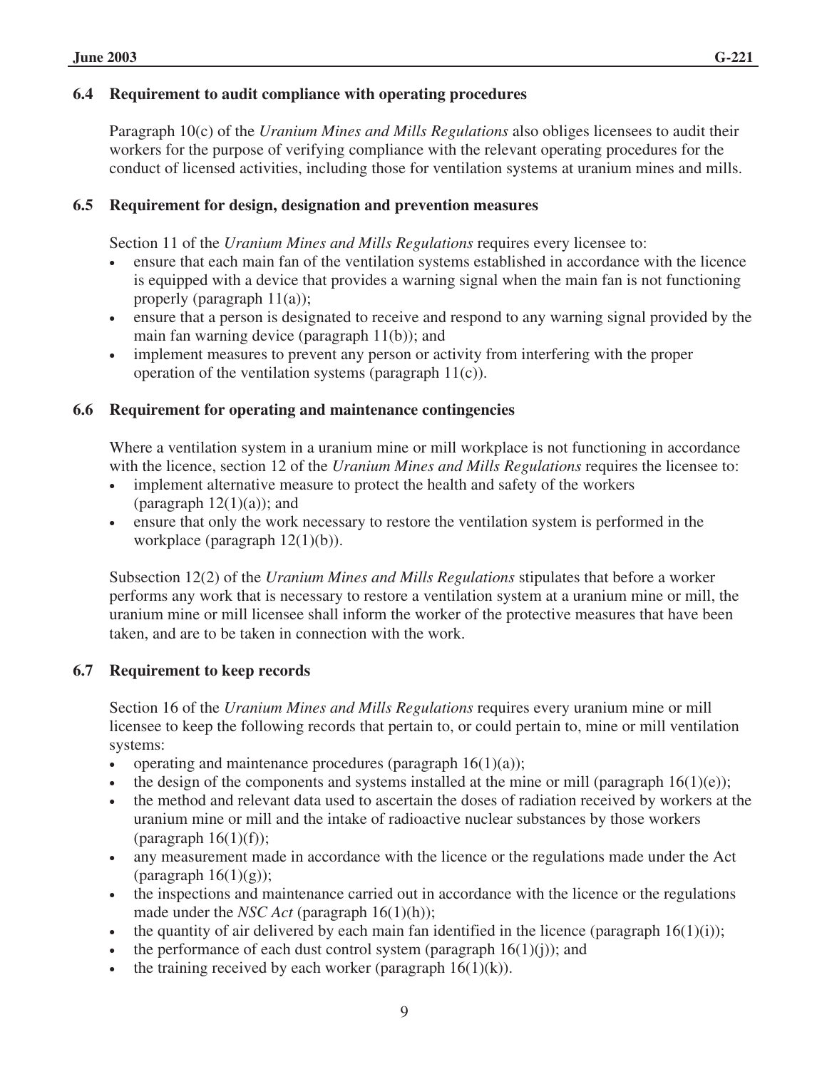### 6.4 Requirement to audit compliance with operating procedures

Paragraph 10(c) of the *Uranium Mines and Mills Regulations* also obliges licensees to audit their workers for the purpose of verifying compliance with the relevant operating procedures for the conduct of licensed activities, including those for ventilation systems at uranium mines and mills.

### 6.5 Requirement for design, designation and prevention measures

Section 11 of the *Uranium Mines and Mills Regulations* requires every licensee to:

- ensure that each main fan of the ventilation systems established in accordance with the licence is equipped with a device that provides a warning signal when the main fan is not functioning properly (paragraph 11(a));
- ensure that a person is designated to receive and respond to any warning signal provided by the main fan warning device (paragraph 11(b)); and
- implement measures to prevent any person or activity from interfering with the proper operation of the ventilation systems (paragraph 11(c)).

### 6.6 Requirement for operating and maintenance contingencies

Where a ventilation system in a uranium mine or mill workplace is not functioning in accordance with the licence, section 12 of the *Uranium Mines and Mills Regulations* requires the licensee to:

- implement alternative measure to protect the health and safety of the workers (paragraph 12(1)(a)); and
- ensure that only the work necessary to restore the ventilation system is performed in the workplace (paragraph 12(1)(b)).

Subsection 12(2) of the *Uranium Mines and Mills Regulations* stipulates that before a worker performs any work that is necessary to restore a ventilation system at a uranium mine or mill, the uranium mine or mill licensee shall inform the worker of the protective measures that have been taken, and are to be taken in connection with the work.

### 6.7 Requirement to keep records

Section 16 of the *Uranium Mines and Mills Regulations* requires every uranium mine or mill licensee to keep the following records that pertain to, or could pertain to, mine or mill ventilation systems:

- operating and maintenance procedures (paragraph 16(1)(a));
- the design of the components and systems installed at the mine or mill (paragraph 16(1)(e));
- the method and relevant data used to ascertain the doses of radiation received by workers at the uranium mine or mill and the intake of radioactive nuclear substances by those workers (paragraph 16(1)(f));
- any measurement made in accordance with the licence or the regulations made under the Act (paragraph 16(1)(g));
- the inspections and maintenance carried out in accordance with the licence or the regulations made under the *NSC Act* (paragraph 16(1)(h));
- the quantity of air delivered by each main fan identified in the licence (paragraph 16(1)(i));
- the performance of each dust control system (paragraph 16(1)(j)); and
- the training received by each worker (paragraph 16(1)(k)).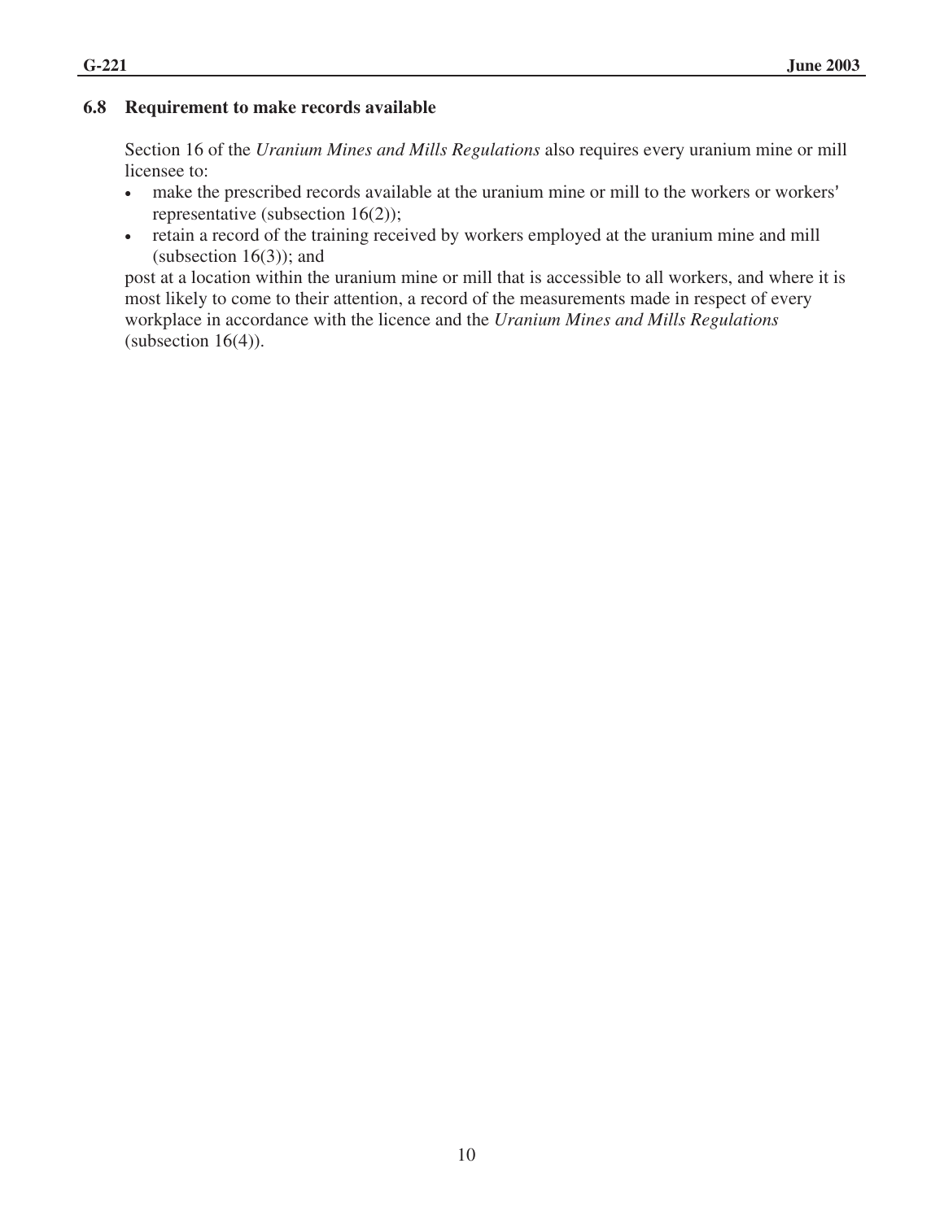### 6.8 Requirement to make records available

Section 16 of the *Uranium Mines and Mills Regulations* also requires every uranium mine or mill licensee to:

- make the prescribed records available at the uranium mine or mill to the workers or workers' representative (subsection 16(2));
- retain a record of the training received by workers employed at the uranium mine and mill (subsection 16(3)); and

post at a location within the uranium mine or mill that is accessible to all workers, and where it is most likely to come to their attention, a record of the measurements made in respect of every workplace in accordance with the licence and the *Uranium Mines and Mills Regulations* (subsection 16(4)).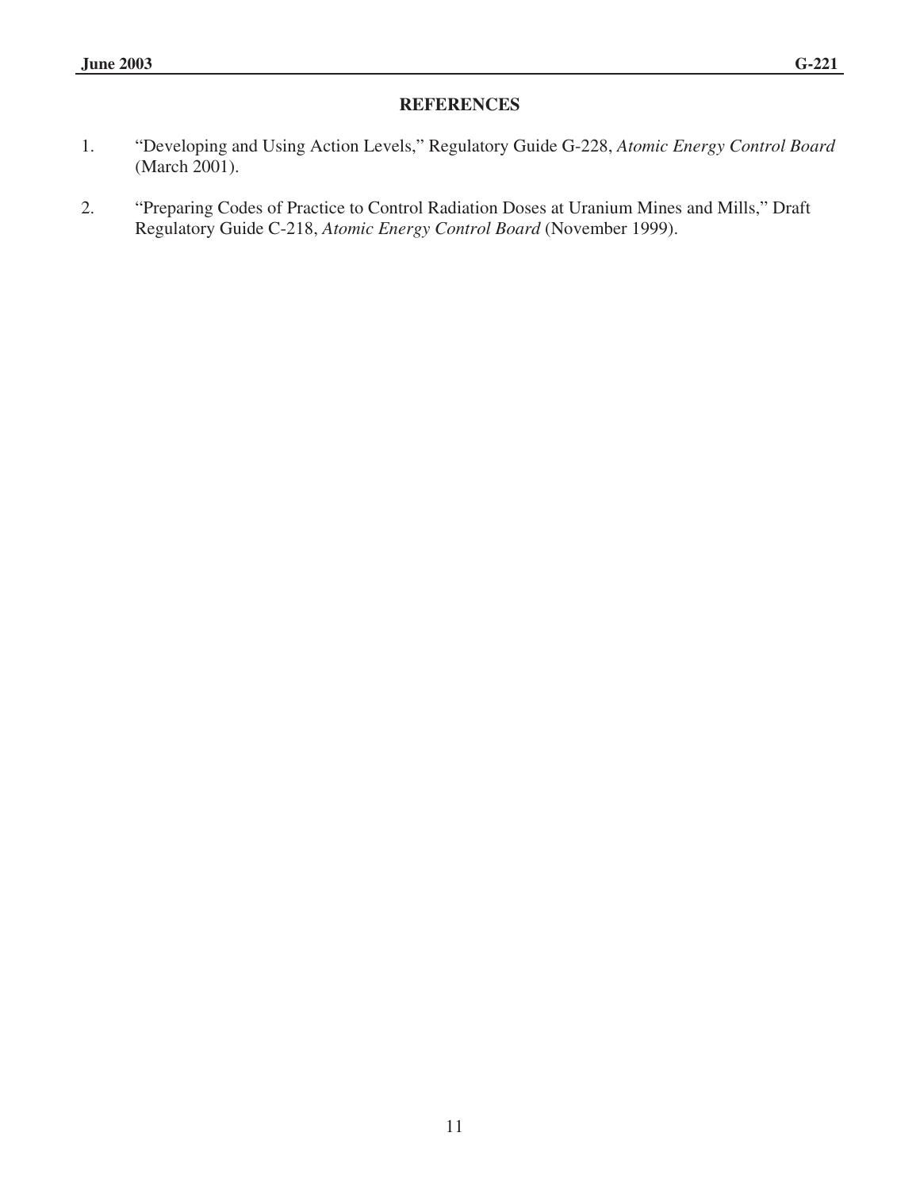## REFERENCES

1. "Developing and Using Action Levels," Regulatory Guide G-228, *Atomic Energy Control Board* (March 2001).

2. "Preparing Codes of Practice to Control Radiation Doses at Uranium Mines and Mills," Draft Regulatory Guide C-218, *Atomic Energy Control Board* (November 1999).